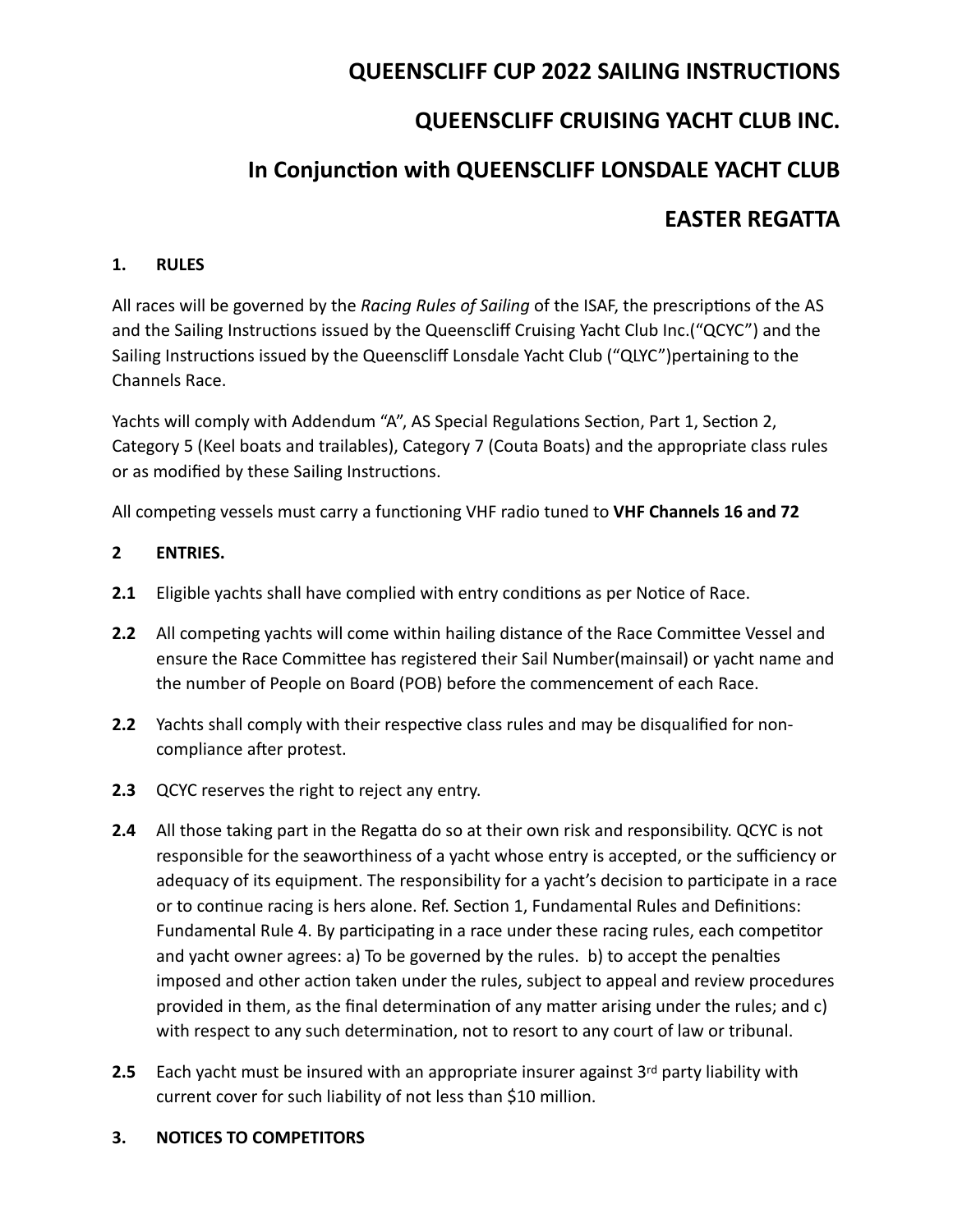# QUEENSCLIFF CUP 2022 SAILING INSTRUCTIONS

# QUEENSCLIFF CRUISING YACHT CLUB INC.

# In Conjunction with QUEENSCLIFF LONSDALE YACHT CLUB

# EASTER REGATTA

## 1. RULES

All races will be governed by the *Racing Rules of Sailing* of the ISAF, the prescriptions of the AS and the Sailing Instructions issued by the Queenscliff Cruising Yacht Club Inc.("QCYC") and the Sailing Instructions issued by the Queenscliff Lonsdale Yacht Club ("QLYC")pertaining to the Channels Race.

Yachts will comply with Addendum "A", AS Special Regulations Section, Part 1, Section 2, Category 5 (Keel boats and trailables), Category 7 (Couta Boats) and the appropriate class rules or as modified by these Sailing Instructions.

All competing vessels must carry a functioning VHF radio tuned to **VHF Channels 16 and 72**

## 2 ENTRIES.

**2.1** Eligible yachts shall have complied with entry conditions as per Notice of Race.

**2.2** All competing yachts will come within hailing distance of the Race Committee Vessel and ensure the Race Committee has registered their Sail Number(mainsail) or yacht name and the number of People on Board (POB) before the commencement of each Race.

**2.2** Yachts shall comply with their respective class rules and may be disqualified for non-compliance after protest.

**2.3** QCYC reserves the right to reject any entry.

**2.4** All those taking part in the Regatta do so at their own risk and responsibility. QCYC is not responsible for the seaworthiness of a yacht whose entry is accepted, or the sufficiency or adequacy of its equipment. The responsibility for a yacht's decision to participate in a race or to continue racing is hers alone. Ref. Section 1, Fundamental Rules and Definitions: Fundamental Rule 4. By participating in a race under these racing rules, each competitor and yacht owner agrees: a) To be governed by the rules. b) to accept the penalties imposed and other action taken under the rules, subject to appeal and review procedures provided in them, as the final determination of any matter arising under the rules; and c) with respect to any such determination, not to resort to any court of law or tribunal.

**2.5** Each yacht must be insured with an appropriate insurer against 3rd party liability with current cover for such liability of not less than $10 million.

## 3. NOTICES TO COMPETITORS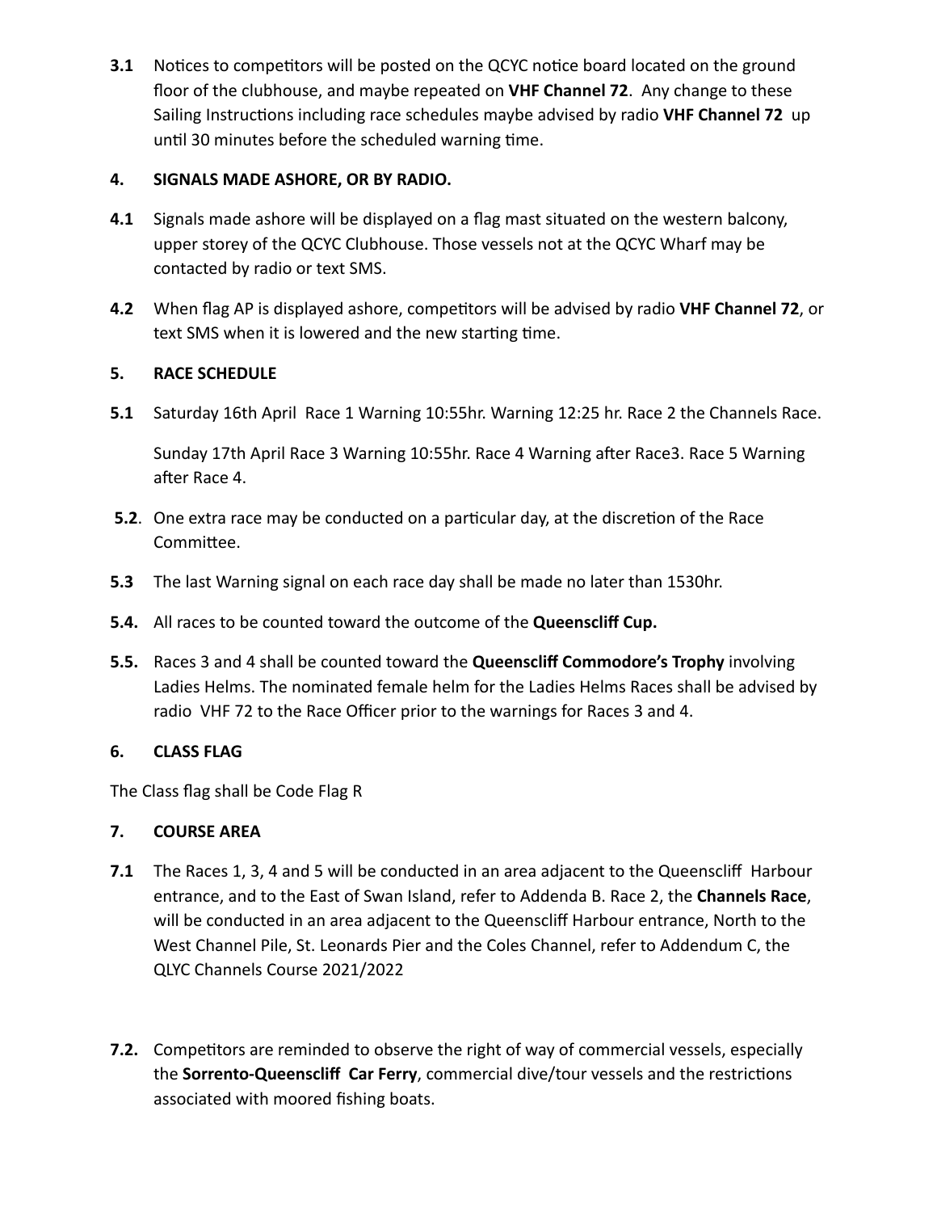**3.1** Notices to competitors will be posted on the QCYC notice board located on the ground floor of the clubhouse, and maybe repeated on **VHF Channel 72**. Any change to these Sailing Instructions including race schedules maybe advised by radio **VHF Channel 72** up until 30 minutes before the scheduled warning time.

## 4. SIGNALS MADE ASHORE, OR BY RADIO.

**4.1** Signals made ashore will be displayed on a flag mast situated on the western balcony, upper storey of the QCYC Clubhouse. Those vessels not at the QCYC Wharf may be contacted by radio or text SMS.

**4.2** When flag AP is displayed ashore, competitors will be advised by radio **VHF Channel 72**, or text SMS when it is lowered and the new starting time.

## 5. RACE SCHEDULE

**5.1** Saturday 16th April Race 1 Warning 10:55hr. Warning 12:25 hr. Race 2 the Channels Race.

Sunday 17th April Race 3 Warning 10:55hr. Race 4 Warning after Race3. Race 5 Warning after Race 4.

**5.2**. One extra race may be conducted on a particular day, at the discretion of the Race Committee.

**5.3** The last Warning signal on each race day shall be made no later than 1530hr.

**5.4.** All races to be counted toward the outcome of the **Queenscliff Cup.**

**5.5.** Races 3 and 4 shall be counted toward the **Queenscliff Commodore's Trophy** involving Ladies Helms. The nominated female helm for the Ladies Helms Races shall be advised by radio VHF 72 to the Race Officer prior to the warnings for Races 3 and 4.

## 6. CLASS FLAG

The Class flag shall be Code Flag R

## 7. COURSE AREA

**7.1** The Races 1, 3, 4 and 5 will be conducted in an area adjacent to the Queenscliff Harbour entrance, and to the East of Swan Island, refer to Addenda B. Race 2, the **Channels Race**, will be conducted in an area adjacent to the Queenscliff Harbour entrance, North to the West Channel Pile, St. Leonards Pier and the Coles Channel, refer to Addendum C, the QLYC Channels Course 2021/2022

**7.2.** Competitors are reminded to observe the right of way of commercial vessels, especially the **Sorrento-Queenscliff Car Ferry**, commercial dive/tour vessels and the restrictions associated with moored fishing boats.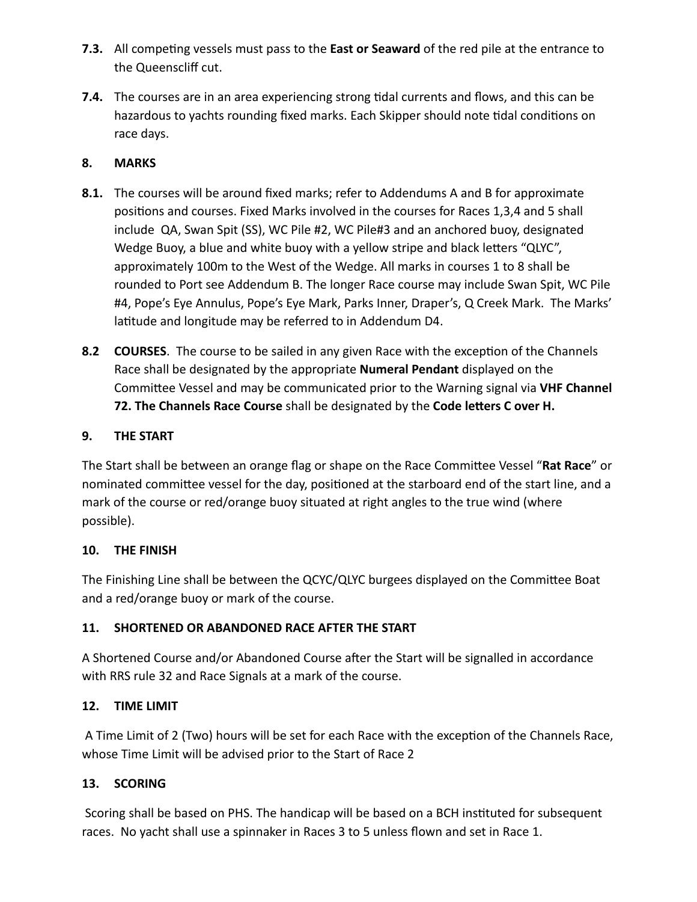**7.3.** All competing vessels must pass to the **East or Seaward** of the red pile at the entrance to the Queenscliff cut.

**7.4.** The courses are in an area experiencing strong tidal currents and flows, and this can be hazardous to yachts rounding fixed marks. Each Skipper should note tidal conditions on race days.

## 8. MARKS

**8.1.** The courses will be around fixed marks; refer to Addendums A and B for approximate positions and courses. Fixed Marks involved in the courses for Races 1,3,4 and 5 shall include QA, Swan Spit (SS), WC Pile #2, WC Pile#3 and an anchored buoy, designated Wedge Buoy, a blue and white buoy with a yellow stripe and black letters "QLYC", approximately 100m to the West of the Wedge. All marks in courses 1 to 8 shall be rounded to Port see Addendum B. The longer Race course may include Swan Spit, WC Pile #4, Pope's Eye Annulus, Pope's Eye Mark, Parks Inner, Draper's, Q Creek Mark. The Marks' latitude and longitude may be referred to in Addendum D4.

**8.2** **COURSES**. The course to be sailed in any given Race with the exception of the Channels Race shall be designated by the appropriate **Numeral Pendant** displayed on the Committee Vessel and may be communicated prior to the Warning signal via **VHF Channel 72. The Channels Race Course** shall be designated by the **Code letters C over H.**

## 9. THE START

The Start shall be between an orange flag or shape on the Race Committee Vessel "**Rat Race**" or nominated committee vessel for the day, positioned at the starboard end of the start line, and a mark of the course or red/orange buoy situated at right angles to the true wind (where possible).

## 10. THE FINISH

The Finishing Line shall be between the QCYC/QLYC burgees displayed on the Committee Boat and a red/orange buoy or mark of the course.

## 11. SHORTENED OR ABANDONED RACE AFTER THE START

A Shortened Course and/or Abandoned Course after the Start will be signalled in accordance with RRS rule 32 and Race Signals at a mark of the course.

## 12. TIME LIMIT

A Time Limit of 2 (Two) hours will be set for each Race with the exception of the Channels Race, whose Time Limit will be advised prior to the Start of Race 2

## 13. SCORING

Scoring shall be based on PHS. The handicap will be based on a BCH instituted for subsequent races. No yacht shall use a spinnaker in Races 3 to 5 unless flown and set in Race 1.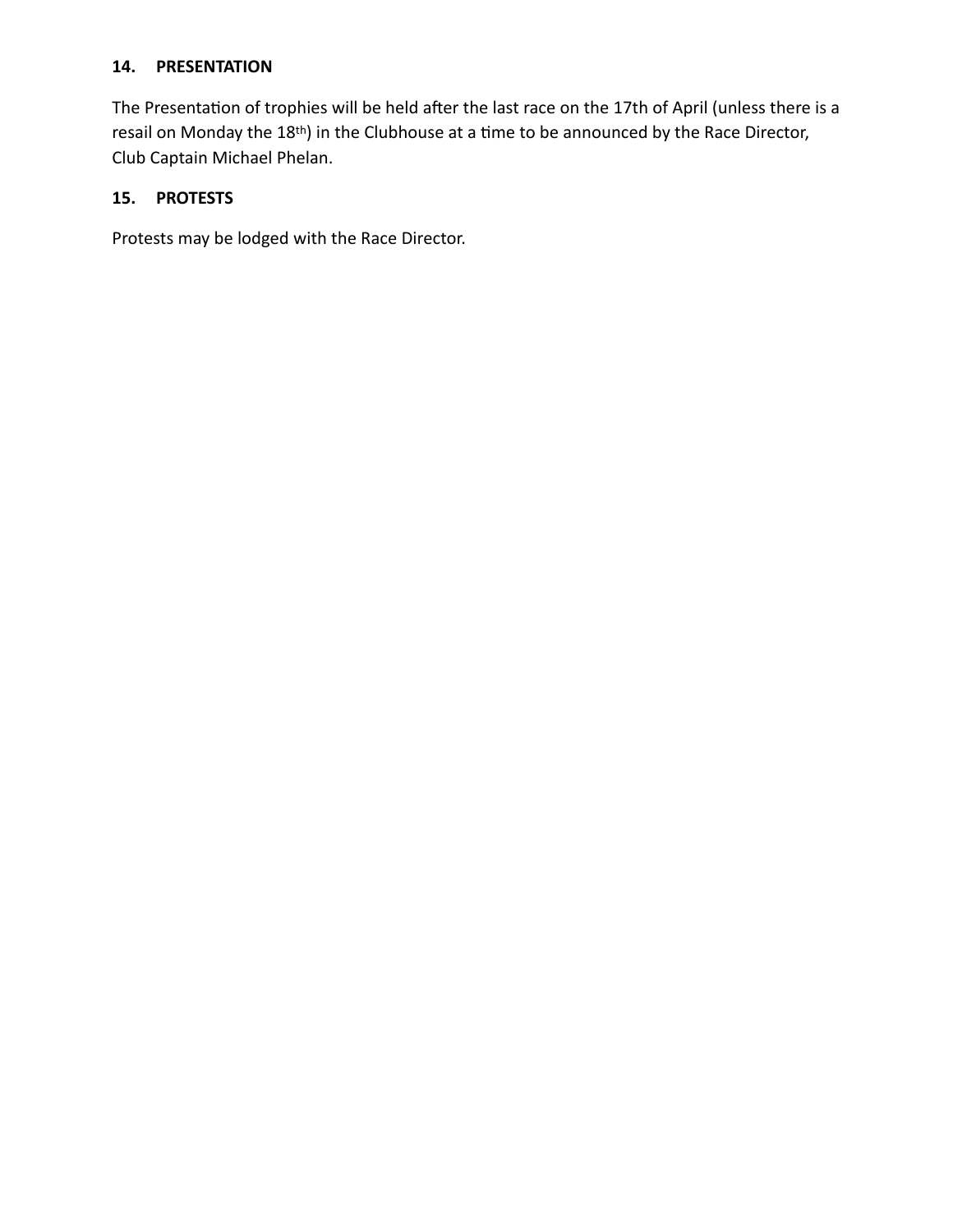## 14. PRESENTATION

The Presentation of trophies will be held after the last race on the 17th of April (unless there is a resail on Monday the 18th) in the Clubhouse at a time to be announced by the Race Director, Club Captain Michael Phelan.

## 15. PROTESTS

Protests may be lodged with the Race Director.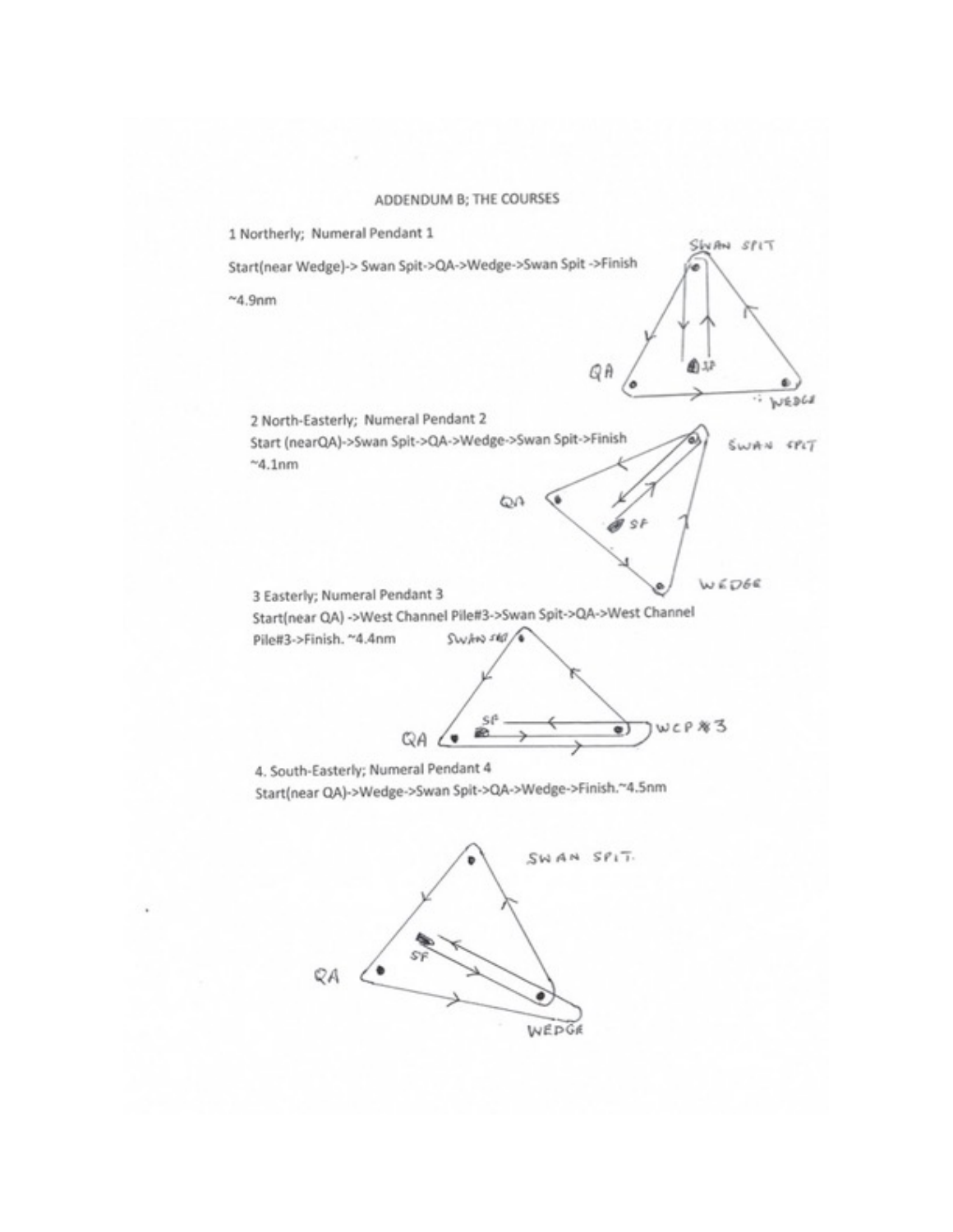# ADDENDUM B; THE COURSES

1 Northerly; Numeral Pendant 1

Start(near Wedge)-> Swan Spit->QA->Wedge->Swan Spit ->Finish

~4.9nm

2 North-Easterly; Numeral Pendant 2

Start (nearQA)->Swan Spit->QA->Wedge->Swan Spit->Finish

~4.1nm

3 Easterly; Numeral Pendant 3

Start(near QA) ->West Channel Pile#3->Swan Spit->QA->West Channel Pile#3->Finish. ~4.4nm

4. South-Easterly; Numeral Pendant 4

Start(near QA)->Wedge->Swan Spit->QA->Wedge->Finish.~4.5nm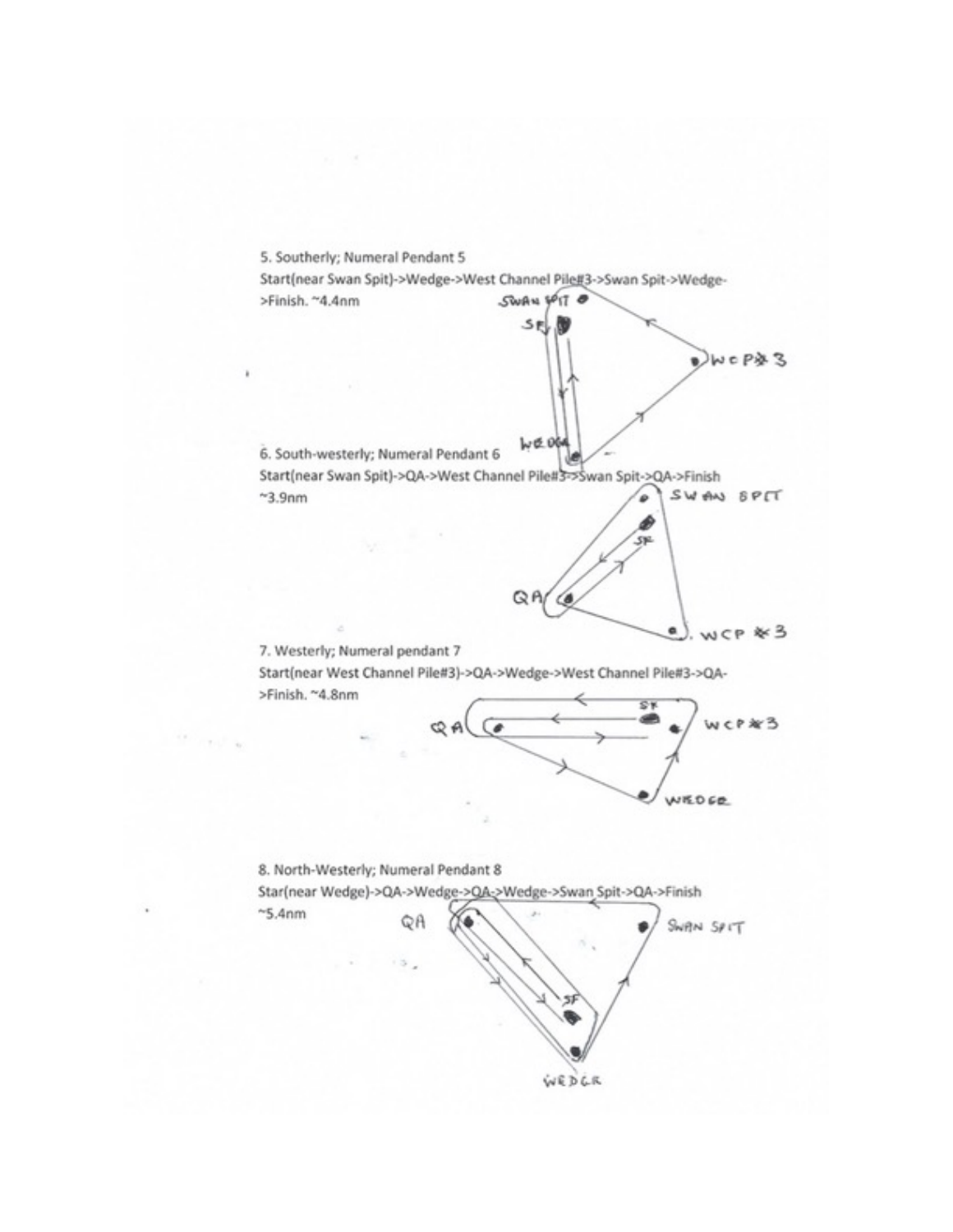5. Southerly; Numeral Pendant 5

Start(near Swan Spit)->Wedge->West Channel Pile#3->Swan Spit->Wedge->Finish. ~4.4nm

6. South-westerly; Numeral Pendant 6

Start(near Swan Spit)->QA->West Channel Pile#3->Swan Spit->QA->Finish ~3.9nm

7. Westerly; Numeral pendant 7

Start(near West Channel Pile#3)->QA->Wedge->West Channel Pile#3->QA->Finish. ~4.8nm

8. North-Westerly; Numeral Pendant 8

Star(near Wedge)->QA->Wedge->QA->Wedge->Swan Spit->QA->Finish ~5.4nm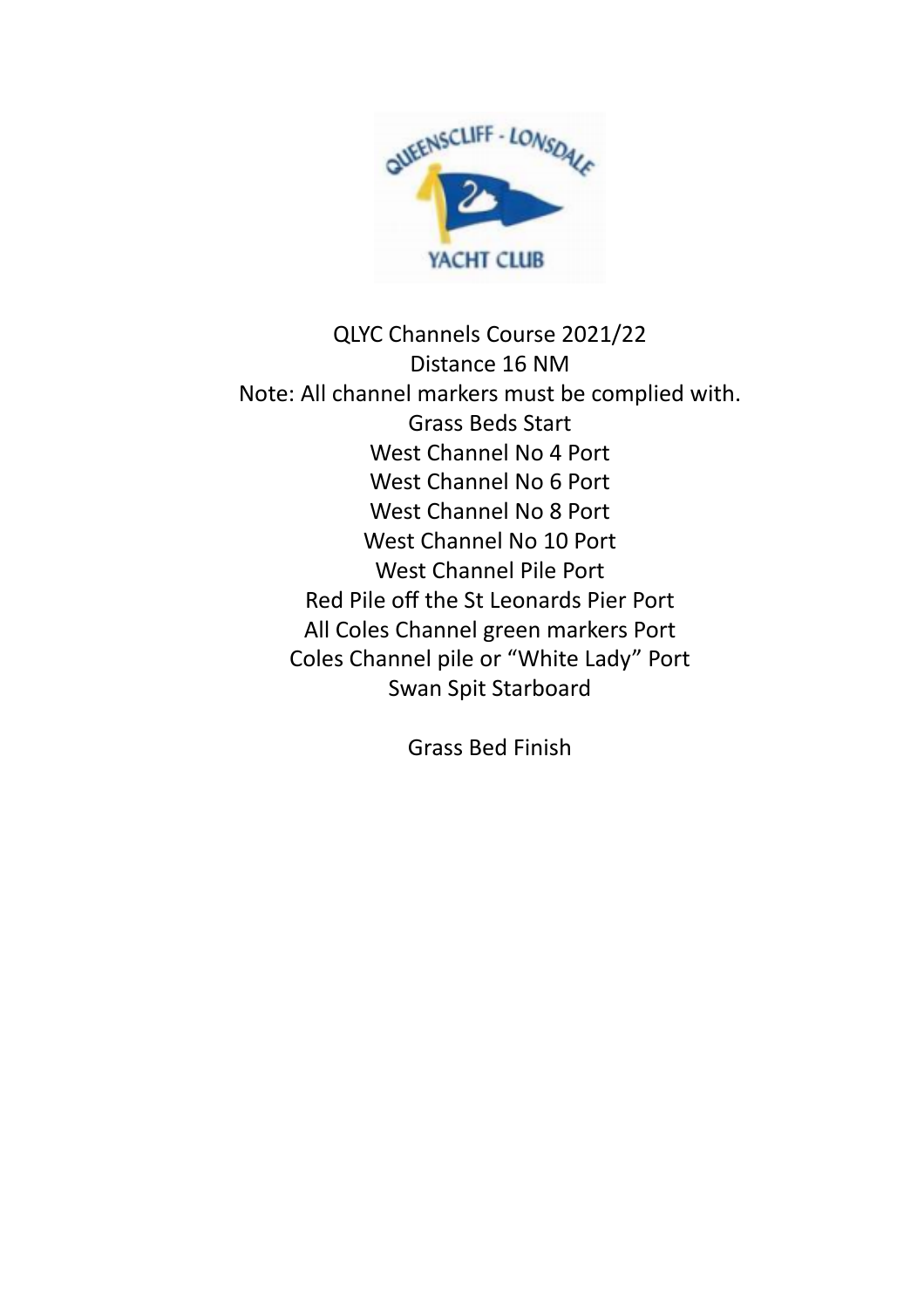QLYC Channels Course 2021/22

Distance 16 NM

Note: All channel markers must be complied with.

Grass Beds Start

West Channel No 4 Port

West Channel No 6 Port

West Channel No 8 Port

West Channel No 10 Port

West Channel Pile Port

Red Pile off the St Leonards Pier Port

All Coles Channel green markers Port

Coles Channel pile or "White Lady" Port

Swan Spit Starboard

Grass Bed Finish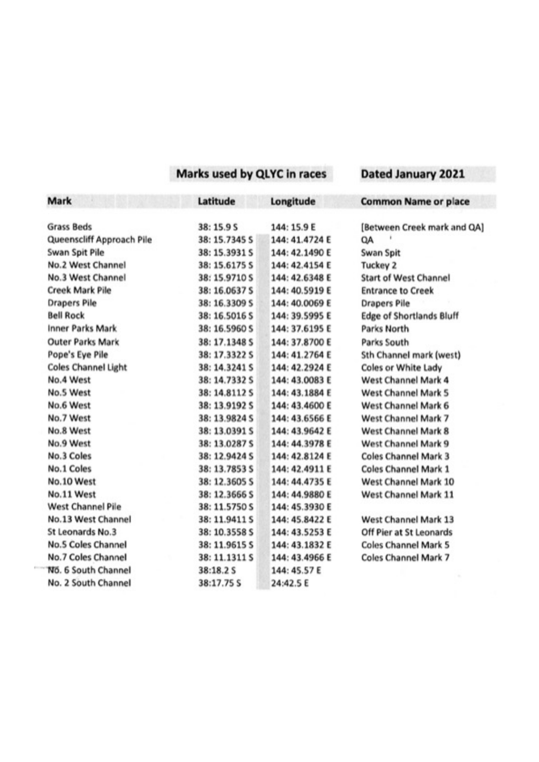**Marks used by QLYC in races** **Dated January 2021**

| Mark | Latitude | Longitude | Common Name or place |
|---|---|---|---|
| Grass Beds | 38: 15.9 S | 144: 15.9 E | [Between Creek mark and QA] |
| Queenscliff Approach Pile | 38: 15.7345 S | 144: 41.4724 E | QA |
| Swan Spit Pile | 38: 15.3931 S | 144: 42.1490 E | Swan Spit |
| No.2 West Channel | 38: 15.6175 S | 144: 42.4154 E | Tuckey 2 |
| No.3 West Channel | 38: 15.9710 S | 144: 42.6348 E | Start of West Channel |
| Creek Mark Pile | 38: 16.0637 S | 144: 40.5919 E | Entrance to Creek |
| Drapers Pile | 38: 16.3309 S | 144: 40.0069 E | Drapers Pile |
| Bell Rock | 38: 16.5016 S | 144: 39.5995 E | Edge of Shortlands Bluff |
| Inner Parks Mark | 38: 16.5960 S | 144: 37.6195 E | Parks North |
| Outer Parks Mark | 38: 17.1348 S | 144: 37.8700 E | Parks South |
| Pope's Eye Pile | 38: 17.3322 S | 144: 41.2764 E | Sth Channel mark (west) |
| Coles Channel Light | 38: 14.3241 S | 144: 42.2924 E | Coles or White Lady |
| No.4 West | 38: 14.7332 S | 144: 43.0083 E | West Channel Mark 4 |
| No.5 West | 38: 14.8112 S | 144: 43.1884 E | West Channel Mark 5 |
| No.6 West | 38: 13.9192 S | 144: 43.4600 E | West Channel Mark 6 |
| No.7 West | 38: 13.9824 S | 144: 43.6566 E | West Channel Mark 7 |
| No.8 West | 38: 13.0391 S | 144: 43.9642 E | West Channel Mark 8 |
| No.9 West | 38: 13.0287 S | 144: 44.3978 E | West Channel Mark 9 |
| No.3 Coles | 38: 12.9424 S | 144: 42.8124 E | Coles Channel Mark 3 |
| No.1 Coles | 38: 13.7853 S | 144: 42.4911 E | Coles Channel Mark 1 |
| No.10 West | 38: 12.3605 S | 144: 44.4735 E | West Channel Mark 10 |
| No.11 West | 38: 12.3666 S | 144: 44.9880 E | West Channel Mark 11 |
| West Channel Pile | 38: 11.5750 S | 144: 45.3930 E | |
| No.13 West Channel | 38: 11.9411 S | 144: 45.8422 E | West Channel Mark 13 |
| St Leonards No.3 | 38: 10.3558 S | 144: 43.5253 E | Off Pier at St Leonards |
| No.5 Coles Channel | 38: 11.9615 S | 144: 43.1832 E | Coles Channel Mark 5 |
| No.7 Coles Channel | 38: 11.1311 S | 144: 43.4966 E | Coles Channel Mark 7 |
| No. 6 South Channel | 38:18.2 S | 144: 45.57 E | |
| No. 2 South Channel | 38:17.75 S | 24:42.5 E | |